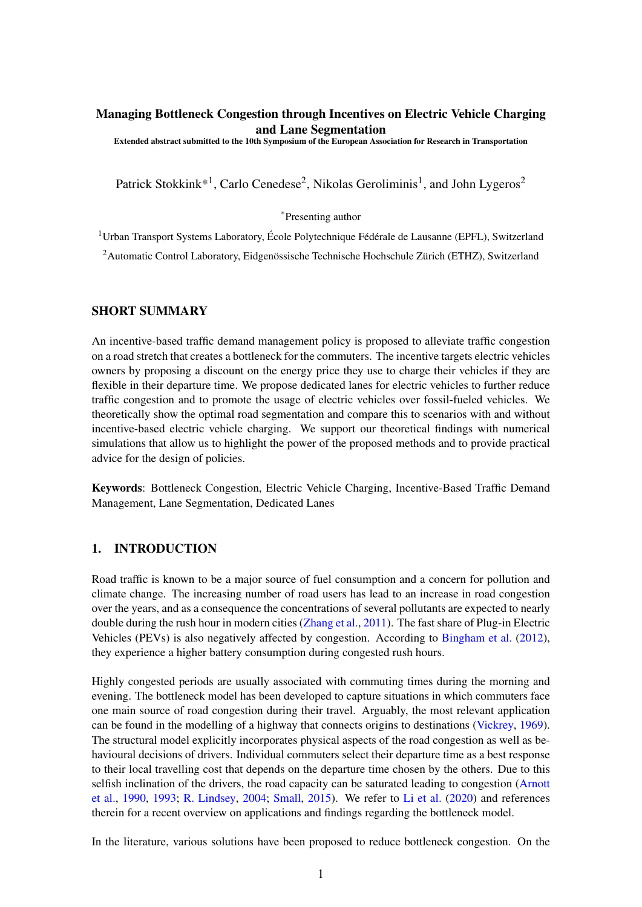# Managing Bottleneck Congestion through Incentives on Electric Vehicle Charging and Lane Segmentation

Extended abstract submitted to the 10th Symposium of the European Association for Research in Transportation

Patrick Stokkink*[1], Carlo Cenedese[2], Nikolas Geroliminis[1], and John Lygeros[2]

*Presenting author

[1]Urban Transport Systems Laboratory, École Polytechnique Fédérale de Lausanne (EPFL), Switzerland

[2]Automatic Control Laboratory, Eidgenössische Technische Hochschule Zürich (ETHZ), Switzerland

## SHORT SUMMARY

An incentive-based traffic demand management policy is proposed to alleviate traffic congestion on a road stretch that creates a bottleneck for the commuters. The incentive targets electric vehicles owners by proposing a discount on the energy price they use to charge their vehicles if they are flexible in their departure time. We propose dedicated lanes for electric vehicles to further reduce traffic congestion and to promote the usage of electric vehicles over fossil-fueled vehicles. We theoretically show the optimal road segmentation and compare this to scenarios with and without incentive-based electric vehicle charging. We support our theoretical findings with numerical simulations that allow us to highlight the power of the proposed methods and to provide practical advice for the design of policies.

**Keywords**: Bottleneck Congestion, Electric Vehicle Charging, Incentive-Based Traffic Demand Management, Lane Segmentation, Dedicated Lanes

## 1. INTRODUCTION

Road traffic is known to be a major source of fuel consumption and a concern for pollution and climate change. The increasing number of road users has lead to an increase in road congestion over the years, and as a consequence the concentrations of several pollutants are expected to nearly double during the rush hour in modern cities (Zhang et al., 2011). The fast share of Plug-in Electric Vehicles (PEVs) is also negatively affected by congestion. According to Bingham et al. (2012), they experience a higher battery consumption during congested rush hours.

Highly congested periods are usually associated with commuting times during the morning and evening. The bottleneck model has been developed to capture situations in which commuters face one main source of road congestion during their travel. Arguably, the most relevant application can be found in the modelling of a highway that connects origins to destinations (Vickrey, 1969). The structural model explicitly incorporates physical aspects of the road congestion as well as behavioural decisions of drivers. Individual commuters select their departure time as a best response to their local travelling cost that depends on the departure time chosen by the others. Due to this selfish inclination of the drivers, the road capacity can be saturated leading to congestion (Arnott et al., 1990, 1993; R. Lindsey, 2004; Small, 2015). We refer to Li et al. (2020) and references therein for a recent overview on applications and findings regarding the bottleneck model.

In the literature, various solutions have been proposed to reduce bottleneck congestion. On the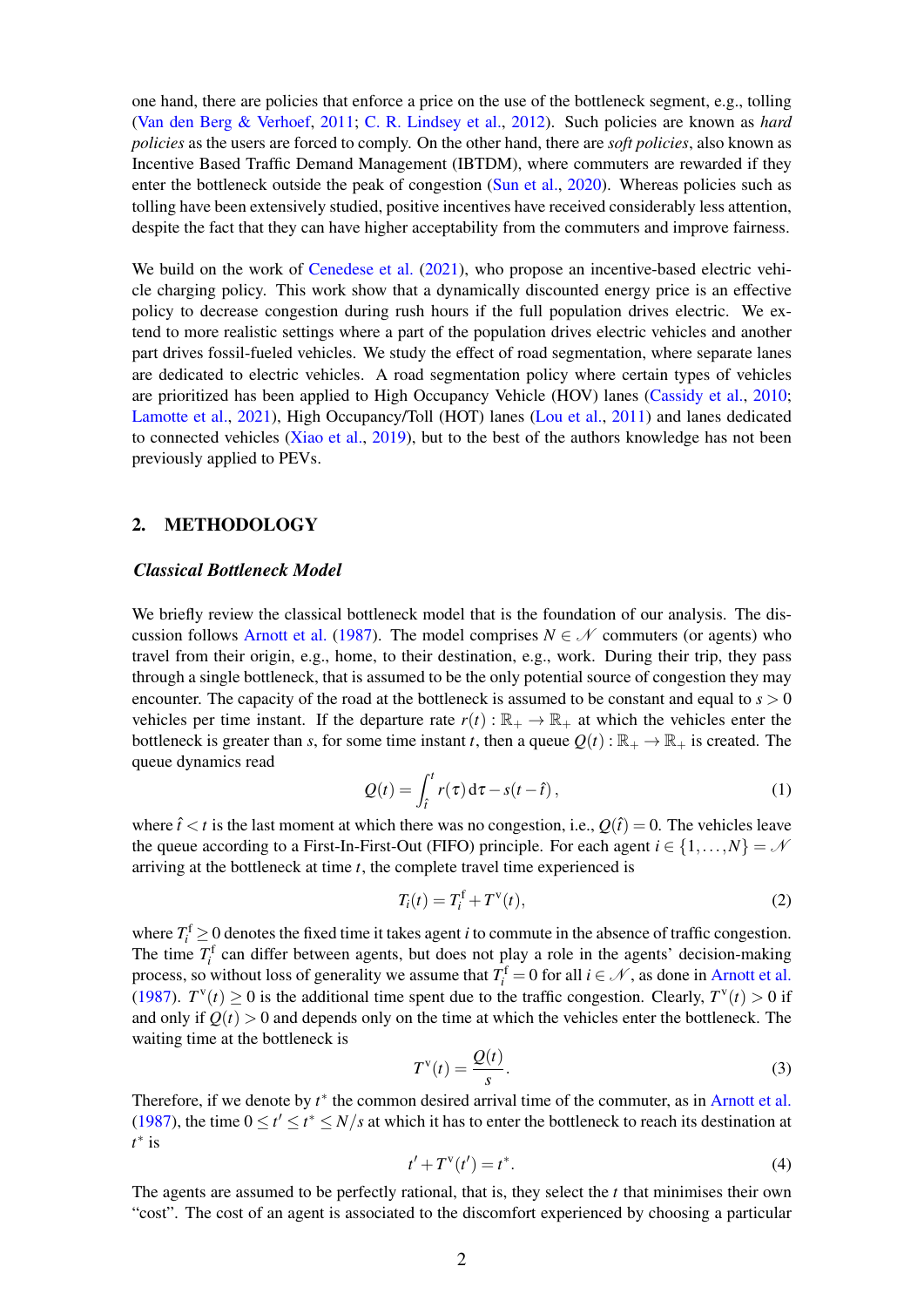one hand, there are policies that enforce a price on the use of the bottleneck segment, e.g., tolling (Van den Berg & Verhoef, 2011; C. R. Lindsey et al., 2012). Such policies are known as *hard policies* as the users are forced to comply. On the other hand, there are *soft policies*, also known as Incentive Based Traffic Demand Management (IBTDM), where commuters are rewarded if they enter the bottleneck outside the peak of congestion (Sun et al., 2020). Whereas policies such as tolling have been extensively studied, positive incentives have received considerably less attention, despite the fact that they can have higher acceptability from the commuters and improve fairness.

We build on the work of Cenedese et al. (2021), who propose an incentive-based electric vehicle charging policy. This work show that a dynamically discounted energy price is an effective policy to decrease congestion during rush hours if the full population drives electric. We extend to more realistic settings where a part of the population drives electric vehicles and another part drives fossil-fueled vehicles. We study the effect of road segmentation, where separate lanes are dedicated to electric vehicles. A road segmentation policy where certain types of vehicles are prioritized has been applied to High Occupancy Vehicle (HOV) lanes (Cassidy et al., 2010; Lamotte et al., 2021), High Occupancy/Toll (HOT) lanes (Lou et al., 2011) and lanes dedicated to connected vehicles (Xiao et al., 2019), but to the best of the authors knowledge has not been previously applied to PEVs.

## 2. METHODOLOGY

### *Classical Bottleneck Model*

We briefly review the classical bottleneck model that is the foundation of our analysis. The discussion follows Arnott et al. (1987). The model comprises $N \in \mathcal{N}$ commuters (or agents) who travel from their origin, e.g., home, to their destination, e.g., work. During their trip, they pass through a single bottleneck, that is assumed to be the only potential source of congestion they may encounter. The capacity of the road at the bottleneck is assumed to be constant and equal to $s > 0$ vehicles per time instant. If the departure rate $r(t) : \mathbb{R}_+ \to \mathbb{R}_+$ at which the vehicles enter the bottleneck is greater than $s$, for some time instant $t$, then a queue $Q(t) : \mathbb{R}_+ \to \mathbb{R}_+$ is created. The queue dynamics read

$$Q(t) = \int_{\hat{t}}^{t} r(\tau)\,\mathrm{d}\tau - s(t - \hat{t})\,, \tag{1}$$

where $\hat{t} < t$ is the last moment at which there was no congestion, i.e., $Q(\hat{t}) = 0$. The vehicles leave the queue according to a First-In-First-Out (FIFO) principle. For each agent $i \in \{1, \ldots, N\} = \mathcal{N}$ arriving at the bottleneck at time $t$, the complete travel time experienced is

$$T_i(t) = T_i^{\mathrm{f}} + T^{\mathrm{v}}(t), \tag{2}$$

where $T_i^{\mathrm{f}} \geq 0$ denotes the fixed time it takes agent $i$ to commute in the absence of traffic congestion. The time $T_i^{\mathrm{f}}$ can differ between agents, but does not play a role in the agents' decision-making process, so without loss of generality we assume that $T_i^{\mathrm{f}} = 0$ for all $i \in \mathcal{N}$, as done in Arnott et al. (1987). $T^{\mathrm{v}}(t) \geq 0$ is the additional time spent due to the traffic congestion. Clearly, $T^{\mathrm{v}}(t) > 0$ if and only if $Q(t) > 0$ and depends only on the time at which the vehicles enter the bottleneck. The waiting time at the bottleneck is

$$T^{\mathrm{v}}(t) = \frac{Q(t)}{s}. \tag{3}$$

Therefore, if we denote by $t^*$ the common desired arrival time of the commuter, as in Arnott et al. (1987), the time $0 \leq t' \leq t^* \leq N/s$ at which it has to enter the bottleneck to reach its destination at $t^*$ is

$$t' + T^{\mathrm{v}}(t') = t^*. \tag{4}$$

The agents are assumed to be perfectly rational, that is, they select the $t$ that minimises their own "cost". The cost of an agent is associated to the discomfort experienced by choosing a particular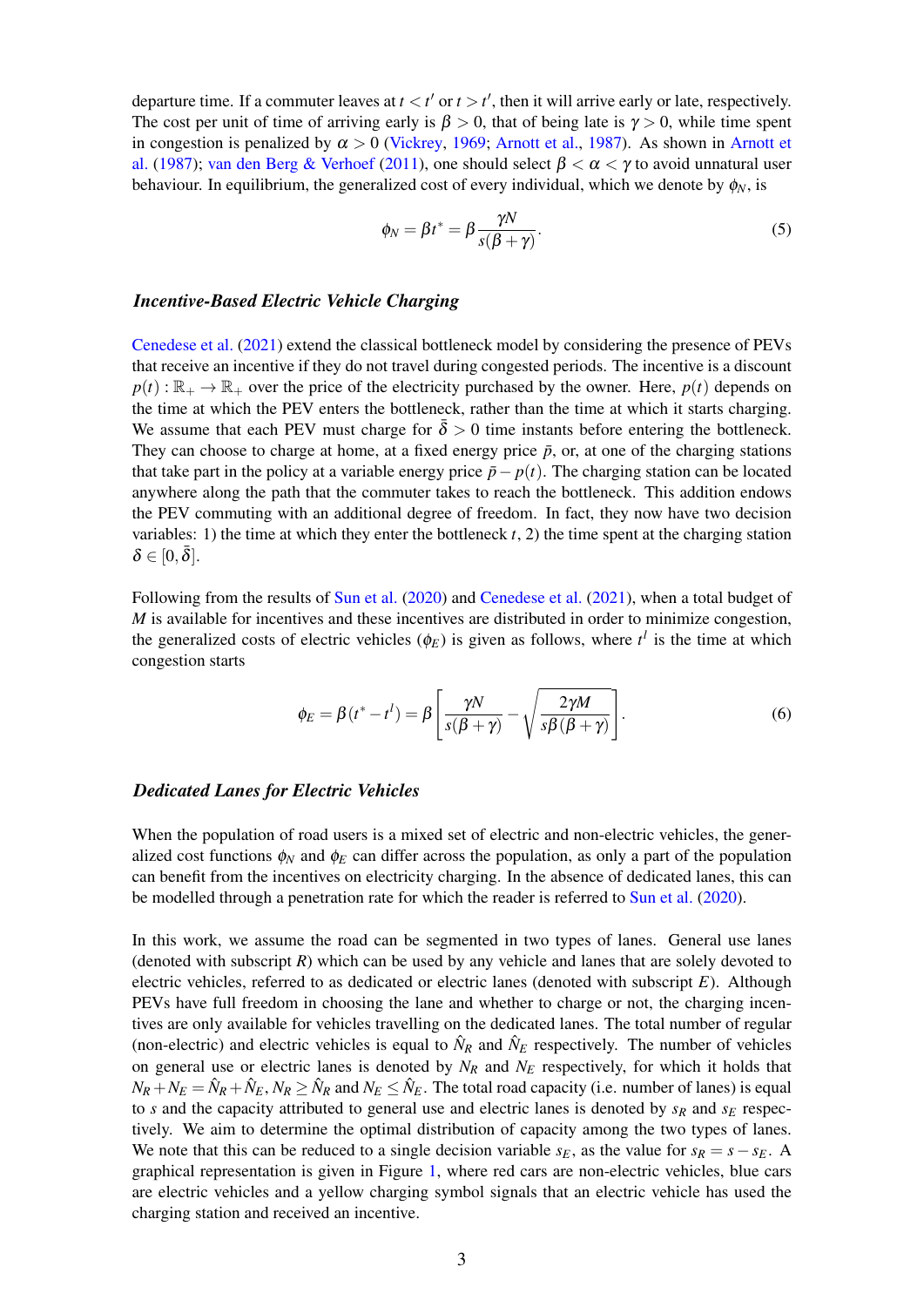departure time. If a commuter leaves at $t < t'$ or $t > t'$, then it will arrive early or late, respectively. The cost per unit of time of arriving early is $\beta > 0$, that of being late is $\gamma > 0$, while time spent in congestion is penalized by $\alpha > 0$ (Vickrey, 1969; Arnott et al., 1987). As shown in Arnott et al. (1987); van den Berg & Verhoef (2011), one should select $\beta < \alpha < \gamma$ to avoid unnatural user behaviour. In equilibrium, the generalized cost of every individual, which we denote by $\phi_N$, is

$$\phi_N = \beta t^* = \beta \frac{\gamma N}{s(\beta + \gamma)}. \tag{5}$$

### *Incentive-Based Electric Vehicle Charging*

Cenedese et al. (2021) extend the classical bottleneck model by considering the presence of PEVs that receive an incentive if they do not travel during congested periods. The incentive is a discount $p(t) : \mathbb{R}_+ \to \mathbb{R}_+$ over the price of the electricity purchased by the owner. Here, $p(t)$ depends on the time at which the PEV enters the bottleneck, rather than the time at which it starts charging. We assume that each PEV must charge for $\bar{\delta} > 0$ time instants before entering the bottleneck. They can choose to charge at home, at a fixed energy price $\bar{p}$, or, at one of the charging stations that take part in the policy at a variable energy price $\bar{p} - p(t)$. The charging station can be located anywhere along the path that the commuter takes to reach the bottleneck. This addition endows the PEV commuting with an additional degree of freedom. In fact, they now have two decision variables: 1) the time at which they enter the bottleneck $t$, 2) the time spent at the charging station $\delta \in [0, \bar{\delta}]$.

Following from the results of Sun et al. (2020) and Cenedese et al. (2021), when a total budget of $M$ is available for incentives and these incentives are distributed in order to minimize congestion, the generalized costs of electric vehicles ($\phi_E$) is given as follows, where $t^l$ is the time at which congestion starts

$$\phi_E = \beta(t^* - t^l) = \beta \left[ \frac{\gamma N}{s(\beta + \gamma)} - \sqrt{\frac{2\gamma M}{s\beta(\beta + \gamma)}} \right]. \tag{6}$$

### *Dedicated Lanes for Electric Vehicles*

When the population of road users is a mixed set of electric and non-electric vehicles, the generalized cost functions $\phi_N$ and $\phi_E$ can differ across the population, as only a part of the population can benefit from the incentives on electricity charging. In the absence of dedicated lanes, this can be modelled through a penetration rate for which the reader is referred to Sun et al. (2020).

In this work, we assume the road can be segmented in two types of lanes. General use lanes (denoted with subscript $R$) which can be used by any vehicle and lanes that are solely devoted to electric vehicles, referred to as dedicated or electric lanes (denoted with subscript $E$). Although PEVs have full freedom in choosing the lane and whether to charge or not, the charging incentives are only available for vehicles travelling on the dedicated lanes. The total number of regular (non-electric) and electric vehicles is equal to $\hat{N}_R$ and $\hat{N}_E$ respectively. The number of vehicles on general use or electric lanes is denoted by $N_R$ and $N_E$ respectively, for which it holds that $N_R + N_E = \hat{N}_R + \hat{N}_E$, $N_R \geq \hat{N}_R$ and $N_E \leq \hat{N}_E$. The total road capacity (i.e. number of lanes) is equal to $s$ and the capacity attributed to general use and electric lanes is denoted by $s_R$ and $s_E$ respectively. We aim to determine the optimal distribution of capacity among the two types of lanes. We note that this can be reduced to a single decision variable $s_E$, as the value for $s_R = s - s_E$. A graphical representation is given in Figure 1, where red cars are non-electric vehicles, blue cars are electric vehicles and a yellow charging symbol signals that an electric vehicle has used the charging station and received an incentive.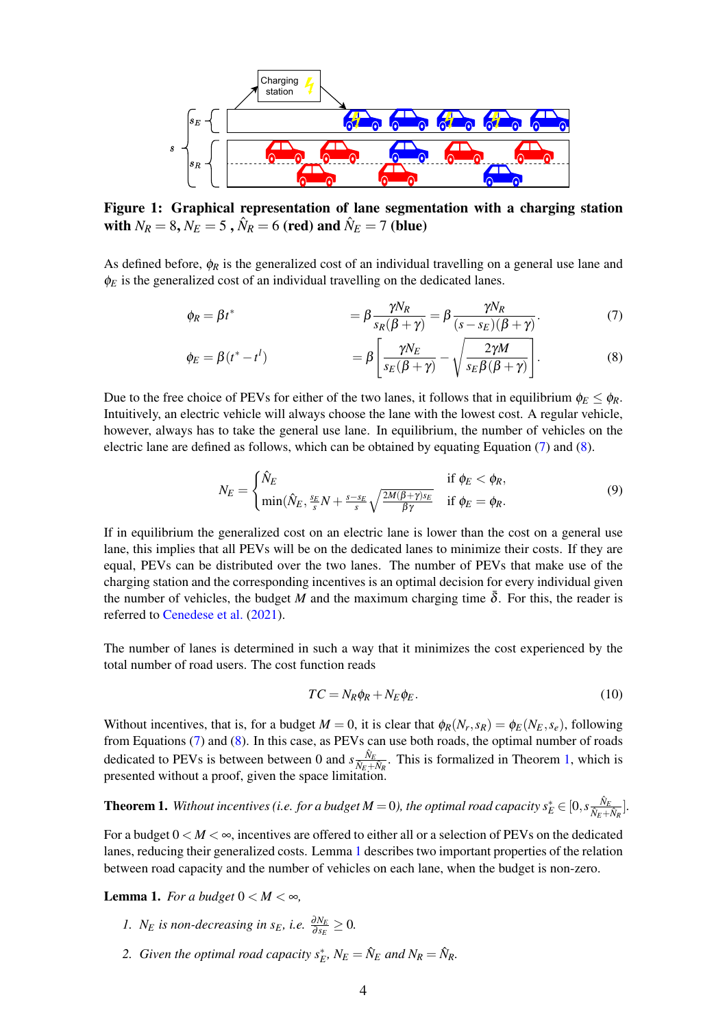**Figure 1: Graphical representation of lane segmentation with a charging station with $N_R = 8$, $N_E = 5$ , $\hat{N}_R = 6$ (red) and $\hat{N}_E = 7$ (blue)**

As defined before, $\phi_R$ is the generalized cost of an individual travelling on a general use lane and $\phi_E$ is the generalized cost of an individual travelling on the dedicated lanes.

$$\phi_R = \beta t^* \qquad = \beta \frac{\gamma N_R}{s_R(\beta+\gamma)} = \beta \frac{\gamma N_R}{(s-s_E)(\beta+\gamma)}. \tag{7}$$

$$\phi_E = \beta(t^* - t^l) \qquad = \beta \left[ \frac{\gamma N_E}{s_E(\beta+\gamma)} - \sqrt{\frac{2\gamma M}{s_E \beta(\beta+\gamma)}} \right]. \tag{8}$$

Due to the free choice of PEVs for either of the two lanes, it follows that in equilibrium $\phi_E \leq \phi_R$. Intuitively, an electric vehicle will always choose the lane with the lowest cost. A regular vehicle, however, always has to take the general use lane. In equilibrium, the number of vehicles on the electric lane are defined as follows, which can be obtained by equating Equation (7) and (8).

$$N_E = \begin{cases} \hat{N}_E & \text{if } \phi_E < \phi_R, \\ \min(\hat{N}_E, \frac{s_E}{s}N + \frac{s-s_E}{s}\sqrt{\frac{2M(\beta+\gamma)s_E}{\beta\gamma}} & \text{if } \phi_E = \phi_R. \end{cases} \tag{9}$$

If in equilibrium the generalized cost on an electric lane is lower than the cost on a general use lane, this implies that all PEVs will be on the dedicated lanes to minimize their costs. If they are equal, PEVs can be distributed over the two lanes. The number of PEVs that make use of the charging station and the corresponding incentives is an optimal decision for every individual given the number of vehicles, the budget $M$ and the maximum charging time $\bar{\delta}$. For this, the reader is referred to Cenedese et al. (2021).

The number of lanes is determined in such a way that it minimizes the cost experienced by the total number of road users. The cost function reads

$$TC = N_R \phi_R + N_E \phi_E. \tag{10}$$

Without incentives, that is, for a budget $M = 0$, it is clear that $\phi_R(N_r, s_R) = \phi_E(N_E, s_e)$, following from Equations (7) and (8). In this case, as PEVs can use both roads, the optimal number of roads dedicated to PEVs is between between 0 and $s\frac{\hat{N}_E}{\hat{N}_E + \hat{N}_R}$. This is formalized in Theorem 1, which is presented without a proof, given the space limitation.

**Theorem 1.** *Without incentives (i.e. for a budget $M = 0$), the optimal road capacity $s_E^* \in [0, s\frac{\hat{N}_E}{\hat{N}_E + \hat{N}_R}]$.*

For a budget $0 < M < \infty$, incentives are offered to either all or a selection of PEVs on the dedicated lanes, reducing their generalized costs. Lemma 1 describes two important properties of the relation between road capacity and the number of vehicles on each lane, when the budget is non-zero.

**Lemma 1.** *For a budget $0 < M < \infty$,*

1. *$N_E$ is non-decreasing in $s_E$, i.e. $\frac{\partial N_E}{\partial s_E} \geq 0$.*
2. *Given the optimal road capacity $s_E^*$, $N_E = \hat{N}_E$ and $N_R = \hat{N}_R$.*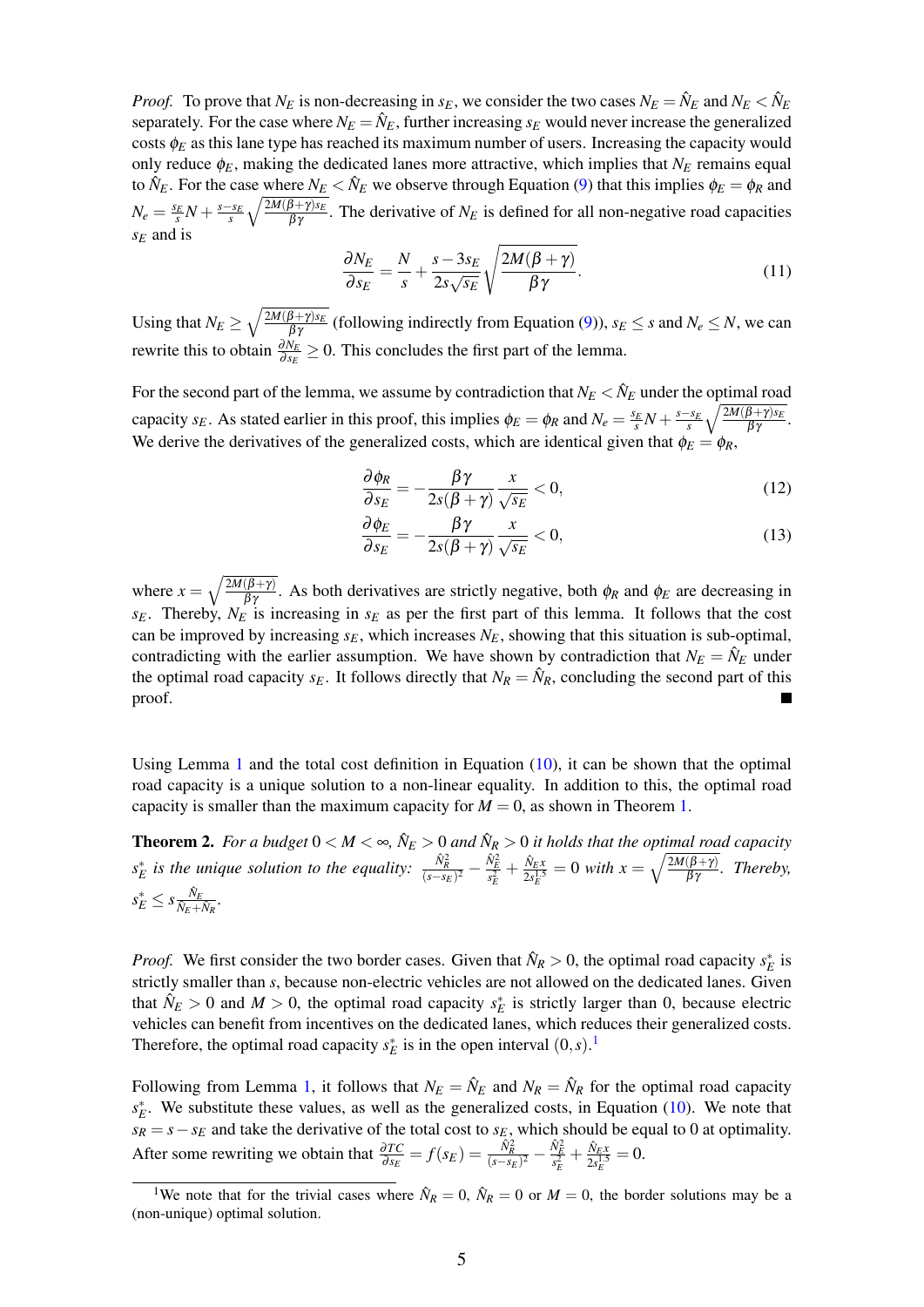*Proof.* To prove that $N_E$ is non-decreasing in $s_E$, we consider the two cases $N_E = \hat{N}_E$ and $N_E < \hat{N}_E$ separately. For the case where $N_E = \hat{N}_E$, further increasing $s_E$ would never increase the generalized costs $\phi_E$ as this lane type has reached its maximum number of users. Increasing the capacity would only reduce $\phi_E$, making the dedicated lanes more attractive, which implies that $N_E$ remains equal to $\hat{N}_E$. For the case where $N_E < \hat{N}_E$ we observe through Equation (9) that this implies $\phi_E = \phi_R$ and $N_e = \frac{s_E}{s}N + \frac{s-s_E}{s}\sqrt{\frac{2M(\beta+\gamma)s_E}{\beta\gamma}}$. The derivative of $N_E$ is defined for all non-negative road capacities $s_E$ and is

$$\frac{\partial N_E}{\partial s_E} = \frac{N}{s} + \frac{s - 3s_E}{2s\sqrt{s_E}}\sqrt{\frac{2M(\beta+\gamma)}{\beta\gamma}}. \tag{11}$$

Using that $N_E \geq \sqrt{\frac{2M(\beta+\gamma)s_E}{\beta\gamma}}$ (following indirectly from Equation (9)), $s_E \leq s$ and $N_e \leq N$, we can rewrite this to obtain $\frac{\partial N_E}{\partial s_E} \geq 0$. This concludes the first part of the lemma.

For the second part of the lemma, we assume by contradiction that $N_E < \hat{N}_E$ under the optimal road capacity $s_E$. As stated earlier in this proof, this implies $\phi_E = \phi_R$ and $N_e = \frac{s_E}{s}N + \frac{s-s_E}{s}\sqrt{\frac{2M(\beta+\gamma)s_E}{\beta\gamma}}$. We derive the derivatives of the generalized costs, which are identical given that $\phi_E = \phi_R$,

$$\frac{\partial \phi_R}{\partial s_E} = -\frac{\beta\gamma}{2s(\beta+\gamma)}\frac{x}{\sqrt{s_E}} < 0, \tag{12}$$

$$\frac{\partial \phi_E}{\partial s_E} = -\frac{\beta\gamma}{2s(\beta+\gamma)}\frac{x}{\sqrt{s_E}} < 0, \tag{13}$$

where $x = \sqrt{\frac{2M(\beta+\gamma)}{\beta\gamma}}$. As both derivatives are strictly negative, both $\phi_R$ and $\phi_E$ are decreasing in $s_E$. Thereby, $N_E$ is increasing in $s_E$ as per the first part of this lemma. It follows that the cost can be improved by increasing $s_E$, which increases $N_E$, showing that this situation is sub-optimal, contradicting with the earlier assumption. We have shown by contradiction that $N_E = \hat{N}_E$ under the optimal road capacity $s_E$. It follows directly that $N_R = \hat{N}_R$, concluding the second part of this proof. ■

Using Lemma 1 and the total cost definition in Equation (10), it can be shown that the optimal road capacity is a unique solution to a non-linear equality. In addition to this, the optimal road capacity is smaller than the maximum capacity for $M = 0$, as shown in Theorem 1.

**Theorem 2.** *For a budget $0 < M < \infty$, $\hat{N}_E > 0$ and $\hat{N}_R > 0$ it holds that the optimal road capacity $s_E^*$ is the unique solution to the equality: $\frac{\hat{N}_R^2}{(s-s_E)^2} - \frac{\hat{N}_E^2}{s_E^2} + \frac{\hat{N}_E x}{2s_E^{1.5}} = 0$ with $x = \sqrt{\frac{2M(\beta+\gamma)}{\beta\gamma}}$. Thereby, $s_E^* \leq s\frac{\hat{N}_E}{\hat{N}_E+\hat{N}_R}$.*

*Proof.* We first consider the two border cases. Given that $\hat{N}_R > 0$, the optimal road capacity $s_E^*$ is strictly smaller than $s$, because non-electric vehicles are not allowed on the dedicated lanes. Given that $\hat{N}_E > 0$ and $M > 0$, the optimal road capacity $s_E^*$ is strictly larger than 0, because electric vehicles can benefit from incentives on the dedicated lanes, which reduces their generalized costs. Therefore, the optimal road capacity $s_E^*$ is in the open interval $(0, s)$.[1]

Following from Lemma 1, it follows that $N_E = \hat{N}_E$ and $N_R = \hat{N}_R$ for the optimal road capacity $s_E^*$. We substitute these values, as well as the generalized costs, in Equation (10). We note that $s_R = s - s_E$ and take the derivative of the total cost to $s_E$, which should be equal to 0 at optimality. After some rewriting we obtain that $\frac{\partial TC}{\partial s_E} = f(s_E) = \frac{\hat{N}_R^2}{(s-s_E)^2} - \frac{\hat{N}_E^2}{s_E^2} + \frac{\hat{N}_E x}{2s_E^{1.5}} = 0$.

[1] We note that for the trivial cases where $\hat{N}_E = 0$, $\hat{N}_R = 0$ or $M = 0$, the border solutions may be a (non-unique) optimal solution.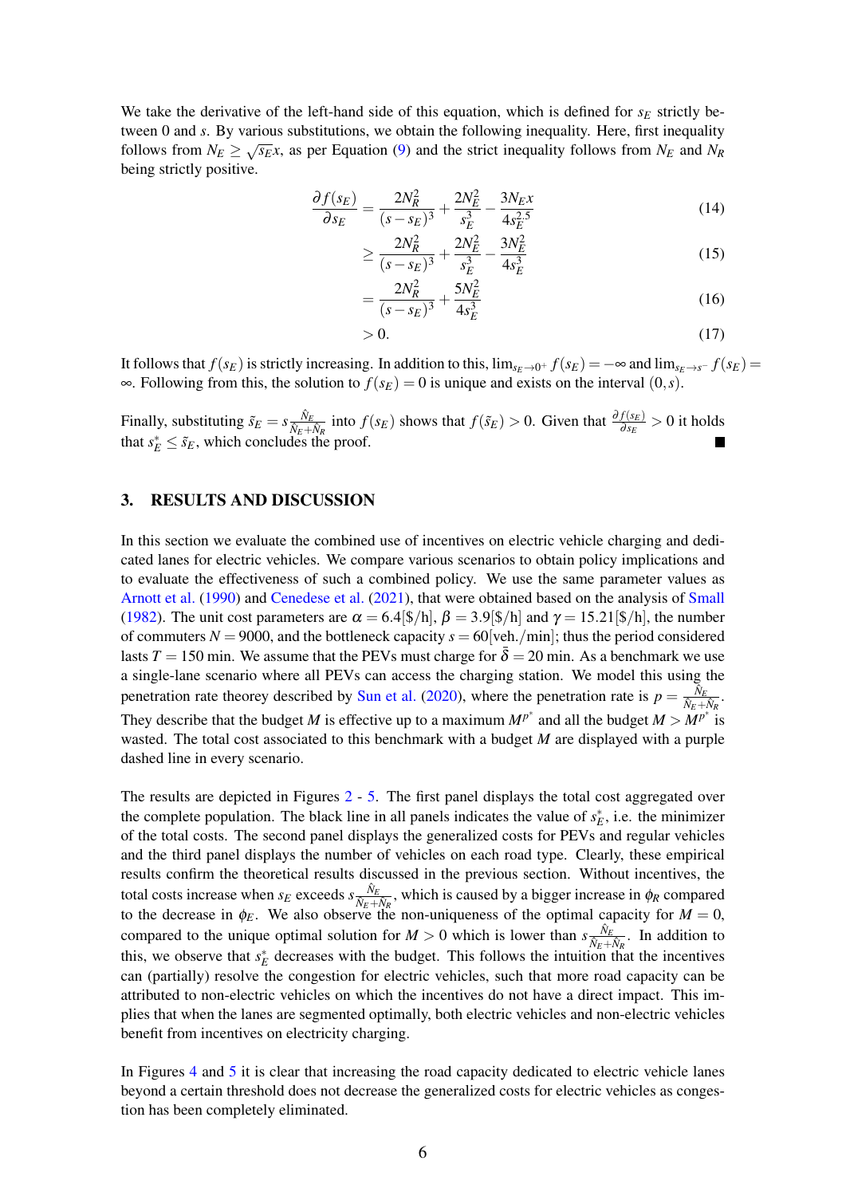We take the derivative of the left-hand side of this equation, which is defined for $s_E$ strictly between 0 and $s$. By various substitutions, we obtain the following inequality. Here, first inequality follows from $N_E \geq \sqrt{s_E}x$, as per Equation (9) and the strict inequality follows from $N_E$ and $N_R$ being strictly positive.

$$
\begin{aligned}
\frac{\partial f(s_E)}{\partial s_E} &= \frac{2N_R^2}{(s-s_E)^3} + \frac{2N_E^2}{s_E^3} - \frac{3N_E x}{4s_E^{2.5}} &(14)\\
&\geq \frac{2N_R^2}{(s-s_E)^3} + \frac{2N_E^2}{s_E^3} - \frac{3N_E^2}{4s_E^3} &(15)\\
&= \frac{2N_R^2}{(s-s_E)^3} + \frac{5N_E^2}{4s_E^3} &(16)\\
&> 0. &(17)
\end{aligned}
$$

It follows that $f(s_E)$ is strictly increasing. In addition to this, $\lim_{s_E \to 0^+} f(s_E) = -\infty$ and $\lim_{s_E \to s^-} f(s_E) = \infty$. Following from this, the solution to $f(s_E) = 0$ is unique and exists on the interval $(0, s)$.

Finally, substituting $\tilde{s}_E = s\frac{\hat{N}_E}{\hat{N}_E + \hat{N}_R}$ into $f(s_E)$ shows that $f(\tilde{s}_E) > 0$. Given that $\frac{\partial f(s_E)}{\partial s_E} > 0$ it holds that $s_E^* \leq \tilde{s}_E$, which concludes the proof. ■

## 3. RESULTS AND DISCUSSION

In this section we evaluate the combined use of incentives on electric vehicle charging and dedicated lanes for electric vehicles. We compare various scenarios to obtain policy implications and to evaluate the effectiveness of such a combined policy. We use the same parameter values as Arnott et al. (1990) and Cenedese et al. (2021), that were obtained based on the analysis of Small (1982). The unit cost parameters are $\alpha = 6.4$[\$/h], $\beta = 3.9$[\$/h] and $\gamma = 15.21$[\$/h], the number of commuters $N = 9000$, and the bottleneck capacity $s = 60$[veh./min]; thus the period considered lasts $T = 150$ min. We assume that the PEVs must charge for $\bar{\delta} = 20$ min. As a benchmark we use a single-lane scenario where all PEVs can access the charging station. We model this using the penetration rate theorey described by Sun et al. (2020), where the penetration rate is $p = \frac{\hat{N}_E}{\hat{N}_E + \hat{N}_R}$. They describe that the budget $M$ is effective up to a maximum $M^{p^*}$ and all the budget $M > M^{p^*}$ is wasted. The total cost associated to this benchmark with a budget $M$ are displayed with a purple dashed line in every scenario.

The results are depicted in Figures 2 - 5. The first panel displays the total cost aggregated over the complete population. The black line in all panels indicates the value of $s_E^*$, i.e. the minimizer of the total costs. The second panel displays the generalized costs for PEVs and regular vehicles and the third panel displays the number of vehicles on each road type. Clearly, these empirical results confirm the theoretical results discussed in the previous section. Without incentives, the total costs increase when $s_E$ exceeds $s\frac{\hat{N}_E}{\hat{N}_E + \hat{N}_R}$, which is caused by a bigger increase in $\phi_R$ compared to the decrease in $\phi_E$. We also observe the non-uniqueness of the optimal capacity for $M = 0$, compared to the unique optimal solution for $M > 0$ which is lower than $s\frac{\hat{N}_E}{\hat{N}_E + \hat{N}_R}$. In addition to this, we observe that $s_E^*$ decreases with the budget. This follows the intuition that the incentives can (partially) resolve the congestion for electric vehicles, such that more road capacity can be attributed to non-electric vehicles on which the incentives do not have a direct impact. This implies that when the lanes are segmented optimally, both electric vehicles and non-electric vehicles benefit from incentives on electricity charging.

In Figures 4 and 5 it is clear that increasing the road capacity dedicated to electric vehicle lanes beyond a certain threshold does not decrease the generalized costs for electric vehicles as congestion has been completely eliminated.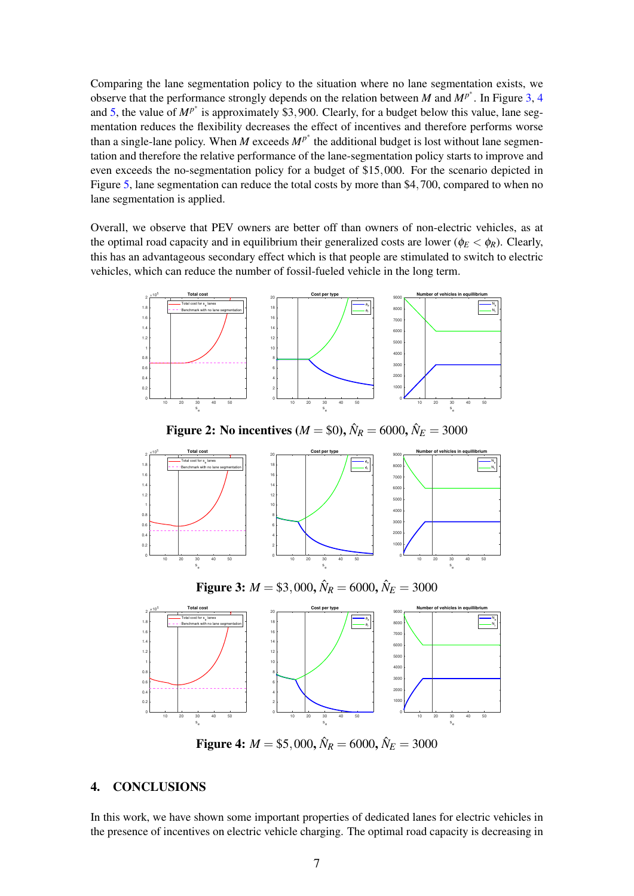Comparing the lane segmentation policy to the situation where no lane segmentation exists, we observe that the performance strongly depends on the relation between $M$ and $M^{p^*}$. In Figure 3, 4 and 5, the value of $M^{p^*}$ is approximately \$3,900. Clearly, for a budget below this value, lane segmentation reduces the flexibility decreases the effect of incentives and therefore performs worse than a single-lane policy. When $M$ exceeds $M^{p^*}$ the additional budget is lost without lane segmentation and therefore the relative performance of the lane-segmentation policy starts to improve and even exceeds the no-segmentation policy for a budget of \$15,000. For the scenario depicted in Figure 5, lane segmentation can reduce the total costs by more than \$4,700, compared to when no lane segmentation is applied.

Overall, we observe that PEV owners are better off than owners of non-electric vehicles, as at the optimal road capacity and in equilibrium their generalized costs are lower ($\phi_E < \phi_R$). Clearly, this has an advantageous secondary effect which is that people are stimulated to switch to electric vehicles, which can reduce the number of fossil-fueled vehicle in the long term.

**Figure 2: No incentives ($M = \$0$), $\hat{N}_R = 6000$, $\hat{N}_E = 3000$**

**Figure 3: $M = \$3,000$, $\hat{N}_R = 6000$, $\hat{N}_E = 3000$**

**Figure 4: $M = \$5,000$, $\hat{N}_R = 6000$, $\hat{N}_E = 3000$**

## 4. CONCLUSIONS

In this work, we have shown some important properties of dedicated lanes for electric vehicles in the presence of incentives on electric vehicle charging. The optimal road capacity is decreasing in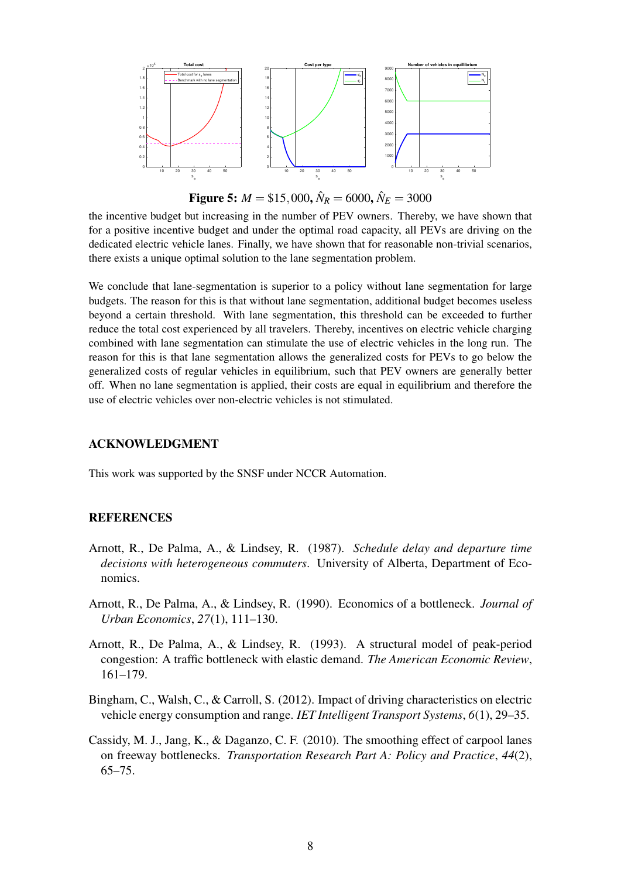**Figure 5:** $M = \$15,000$, $\hat{N}_R = 6000$, $\hat{N}_E = 3000$

the incentive budget but increasing in the number of PEV owners. Thereby, we have shown that for a positive incentive budget and under the optimal road capacity, all PEVs are driving on the dedicated electric vehicle lanes. Finally, we have shown that for reasonable non-trivial scenarios, there exists a unique optimal solution to the lane segmentation problem.

We conclude that lane-segmentation is superior to a policy without lane segmentation for large budgets. The reason for this is that without lane segmentation, additional budget becomes useless beyond a certain threshold. With lane segmentation, this threshold can be exceeded to further reduce the total cost experienced by all travelers. Thereby, incentives on electric vehicle charging combined with lane segmentation can stimulate the use of electric vehicles in the long run. The reason for this is that lane segmentation allows the generalized costs for PEVs to go below the generalized costs of regular vehicles in equilibrium, such that PEV owners are generally better off. When no lane segmentation is applied, their costs are equal in equilibrium and therefore the use of electric vehicles over non-electric vehicles is not stimulated.

## ACKNOWLEDGMENT

This work was supported by the SNSF under NCCR Automation.

## REFERENCES

Arnott, R., De Palma, A., & Lindsey, R. (1987). *Schedule delay and departure time decisions with heterogeneous commuters*. University of Alberta, Department of Economics.

Arnott, R., De Palma, A., & Lindsey, R. (1990). Economics of a bottleneck. *Journal of Urban Economics*, *27*(1), 111–130.

Arnott, R., De Palma, A., & Lindsey, R. (1993). A structural model of peak-period congestion: A traffic bottleneck with elastic demand. *The American Economic Review*, 161–179.

Bingham, C., Walsh, C., & Carroll, S. (2012). Impact of driving characteristics on electric vehicle energy consumption and range. *IET Intelligent Transport Systems*, *6*(1), 29–35.

Cassidy, M. J., Jang, K., & Daganzo, C. F. (2010). The smoothing effect of carpool lanes on freeway bottlenecks. *Transportation Research Part A: Policy and Practice*, *44*(2), 65–75.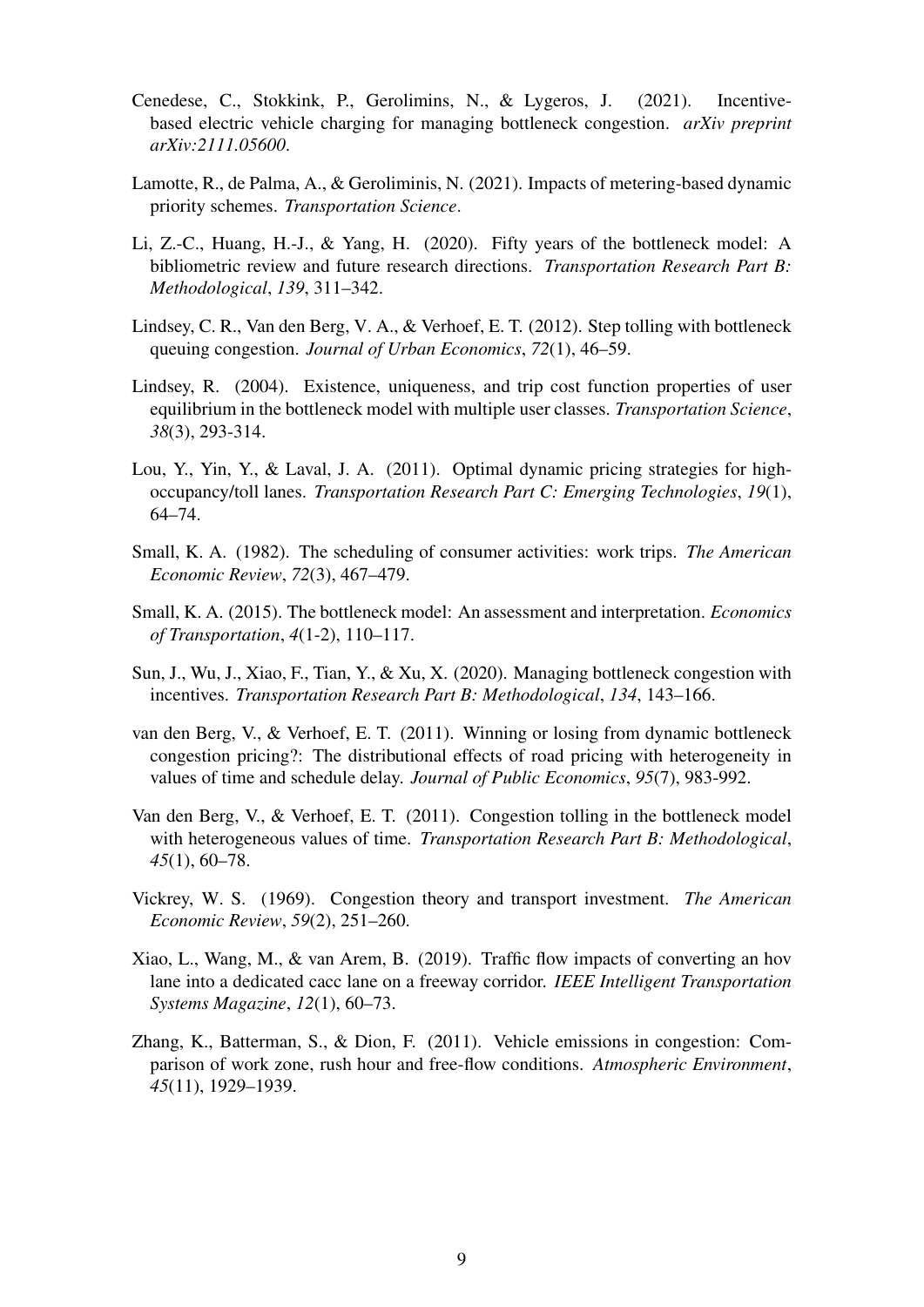Cenedese, C., Stokkink, P., Gerolimins, N., & Lygeros, J. (2021). Incentive-based electric vehicle charging for managing bottleneck congestion. *arXiv preprint arXiv:2111.05600*.

Lamotte, R., de Palma, A., & Geroliminis, N. (2021). Impacts of metering-based dynamic priority schemes. *Transportation Science*.

Li, Z.-C., Huang, H.-J., & Yang, H. (2020). Fifty years of the bottleneck model: A bibliometric review and future research directions. *Transportation Research Part B: Methodological*, *139*, 311–342.

Lindsey, C. R., Van den Berg, V. A., & Verhoef, E. T. (2012). Step tolling with bottleneck queuing congestion. *Journal of Urban Economics*, *72*(1), 46–59.

Lindsey, R. (2004). Existence, uniqueness, and trip cost function properties of user equilibrium in the bottleneck model with multiple user classes. *Transportation Science*, *38*(3), 293-314.

Lou, Y., Yin, Y., & Laval, J. A. (2011). Optimal dynamic pricing strategies for high-occupancy/toll lanes. *Transportation Research Part C: Emerging Technologies*, *19*(1), 64–74.

Small, K. A. (1982). The scheduling of consumer activities: work trips. *The American Economic Review*, *72*(3), 467–479.

Small, K. A. (2015). The bottleneck model: An assessment and interpretation. *Economics of Transportation*, *4*(1-2), 110–117.

Sun, J., Wu, J., Xiao, F., Tian, Y., & Xu, X. (2020). Managing bottleneck congestion with incentives. *Transportation Research Part B: Methodological*, *134*, 143–166.

van den Berg, V., & Verhoef, E. T. (2011). Winning or losing from dynamic bottleneck congestion pricing?: The distributional effects of road pricing with heterogeneity in values of time and schedule delay. *Journal of Public Economics*, *95*(7), 983-992.

Van den Berg, V., & Verhoef, E. T. (2011). Congestion tolling in the bottleneck model with heterogeneous values of time. *Transportation Research Part B: Methodological*, *45*(1), 60–78.

Vickrey, W. S. (1969). Congestion theory and transport investment. *The American Economic Review*, *59*(2), 251–260.

Xiao, L., Wang, M., & van Arem, B. (2019). Traffic flow impacts of converting an hov lane into a dedicated cacc lane on a freeway corridor. *IEEE Intelligent Transportation Systems Magazine*, *12*(1), 60–73.

Zhang, K., Batterman, S., & Dion, F. (2011). Vehicle emissions in congestion: Comparison of work zone, rush hour and free-flow conditions. *Atmospheric Environment*, *45*(11), 1929–1939.